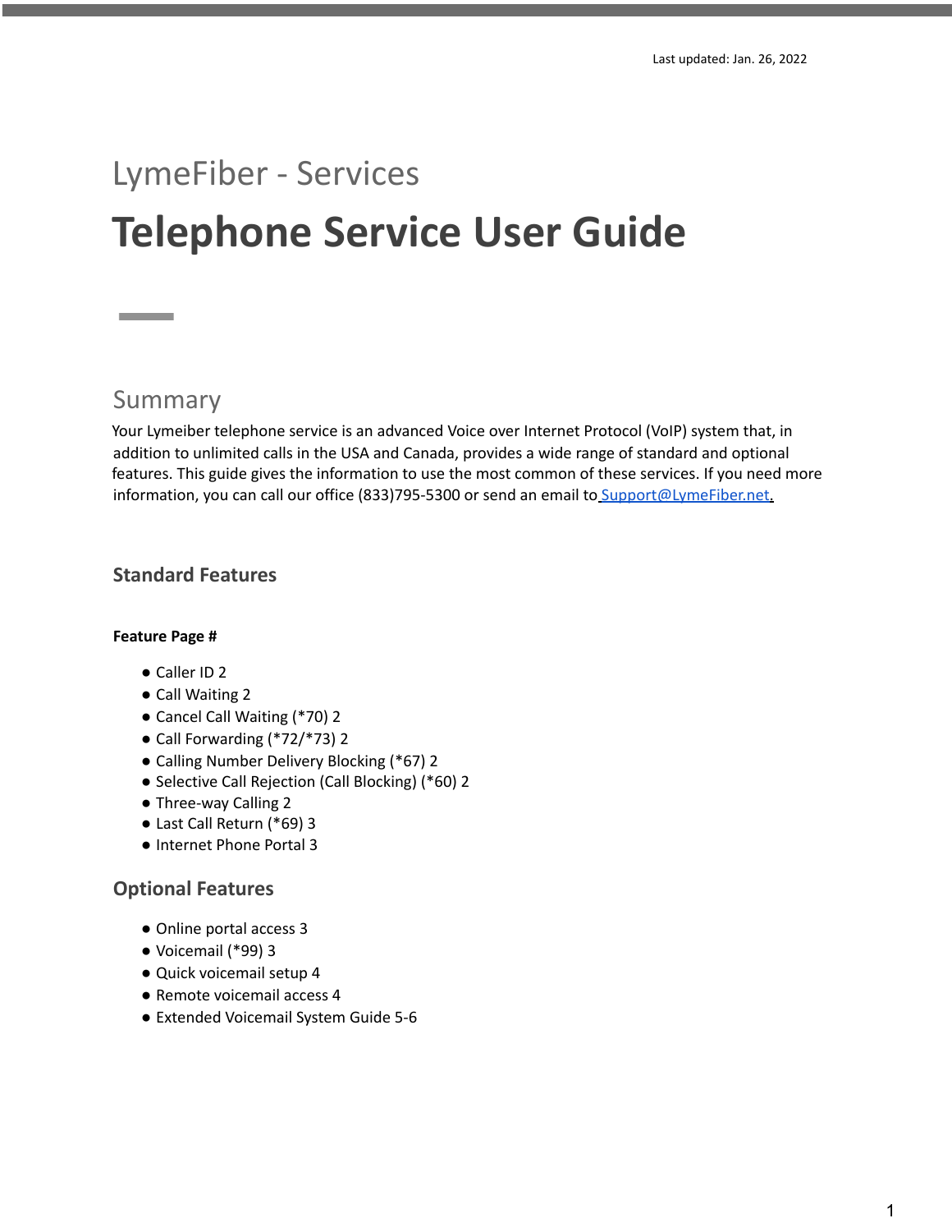Last updated: Jan. 26, 2022

LymeFiber - Services

# Telephone Service User Guide

## Summary

Your Lymeiber telephone service is an advanced Voice over Internet Protocol (VoIP) system that, in addition to unlimited calls in the USA and Canada, provides a wide range of standard and optional features. This guide gives the information to use the most common of these services. If you need more information, you can call our office (833)795-5300 or send an email to Support@LymeFiber.net.

### Standard Features

**Feature Page #**

- Caller ID 2
- Call Waiting 2
- Cancel Call Waiting (*70) 2
- Call Forwarding (*72/*73) 2
- Calling Number Delivery Blocking (*67) 2
- Selective Call Rejection (Call Blocking) (*60) 2
- Three-way Calling 2
- Last Call Return (*69) 3
- Internet Phone Portal 3

### Optional Features

- Online portal access 3
- Voicemail (*99) 3
- Quick voicemail setup 4
- Remote voicemail access 4
- Extended Voicemail System Guide 5-6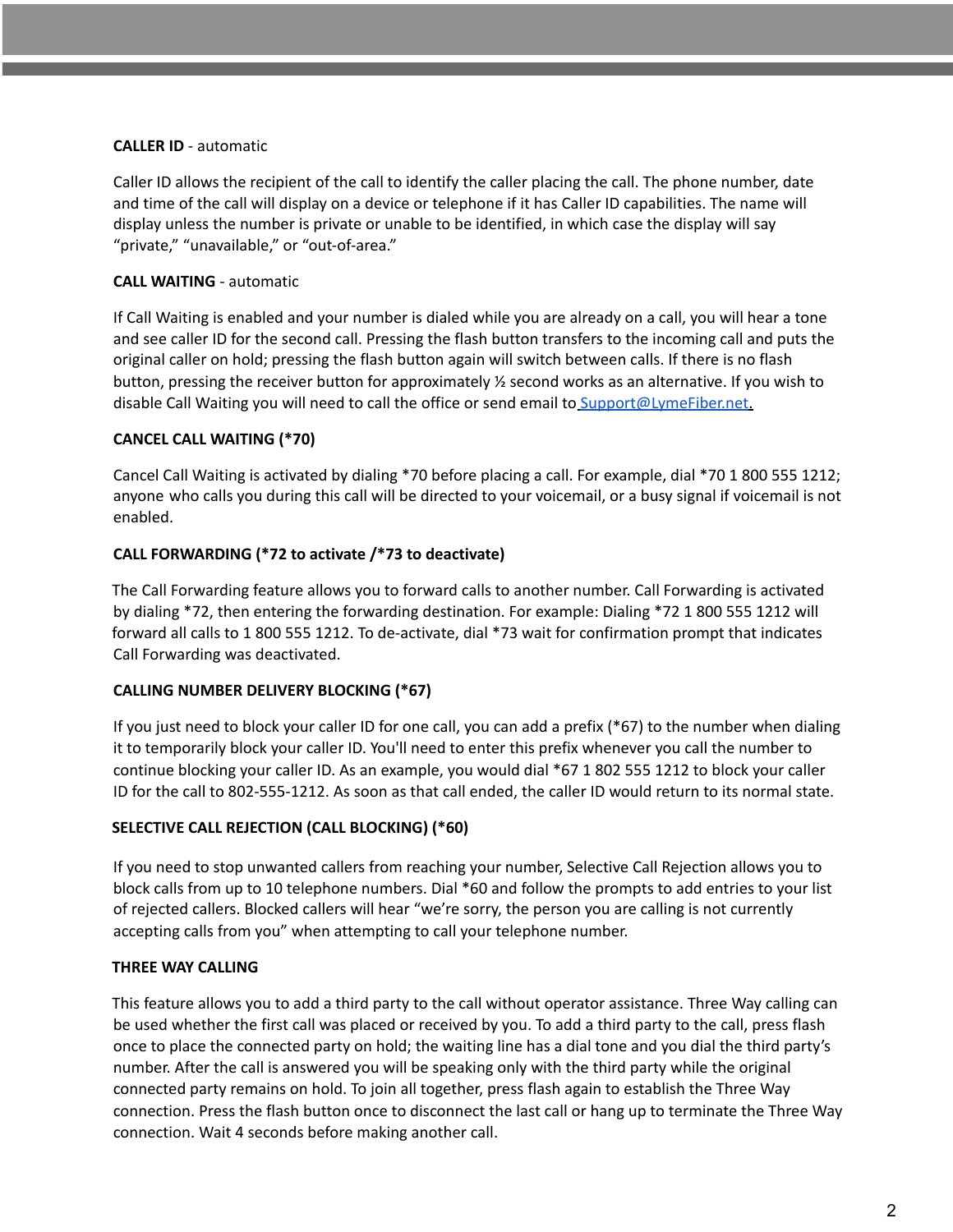**CALLER ID** - automatic

Caller ID allows the recipient of the call to identify the caller placing the call. The phone number, date and time of the call will display on a device or telephone if it has Caller ID capabilities. The name will display unless the number is private or unable to be identified, in which case the display will say "private," "unavailable," or "out-of-area."

**CALL WAITING** - automatic

If Call Waiting is enabled and your number is dialed while you are already on a call, you will hear a tone and see caller ID for the second call. Pressing the flash button transfers to the incoming call and puts the original caller on hold; pressing the flash button again will switch between calls. If there is no flash button, pressing the receiver button for approximately ½ second works as an alternative. If you wish to disable Call Waiting you will need to call the office or send email to Support@LymeFiber.net.

**CANCEL CALL WAITING (*70)**

Cancel Call Waiting is activated by dialing *70 before placing a call. For example, dial *70 1 800 555 1212; anyone who calls you during this call will be directed to your voicemail, or a busy signal if voicemail is not enabled.

**CALL FORWARDING (*72 to activate /*73 to deactivate)**

The Call Forwarding feature allows you to forward calls to another number. Call Forwarding is activated by dialing *72, then entering the forwarding destination. For example: Dialing *72 1 800 555 1212 will forward all calls to 1 800 555 1212. To de-activate, dial *73 wait for confirmation prompt that indicates Call Forwarding was deactivated.

**CALLING NUMBER DELIVERY BLOCKING (*67)**

If you just need to block your caller ID for one call, you can add a prefix (*67) to the number when dialing it to temporarily block your caller ID. You'll need to enter this prefix whenever you call the number to continue blocking your caller ID. As an example, you would dial *67 1 802 555 1212 to block your caller ID for the call to 802-555-1212. As soon as that call ended, the caller ID would return to its normal state.

**SELECTIVE CALL REJECTION (CALL BLOCKING) (*60)**

If you need to stop unwanted callers from reaching your number, Selective Call Rejection allows you to block calls from up to 10 telephone numbers. Dial *60 and follow the prompts to add entries to your list of rejected callers. Blocked callers will hear "we're sorry, the person you are calling is not currently accepting calls from you" when attempting to call your telephone number.

**THREE WAY CALLING**

This feature allows you to add a third party to the call without operator assistance. Three Way calling can be used whether the first call was placed or received by you. To add a third party to the call, press flash once to place the connected party on hold; the waiting line has a dial tone and you dial the third party's number. After the call is answered you will be speaking only with the third party while the original connected party remains on hold. To join all together, press flash again to establish the Three Way connection. Press the flash button once to disconnect the last call or hang up to terminate the Three Way connection. Wait 4 seconds before making another call.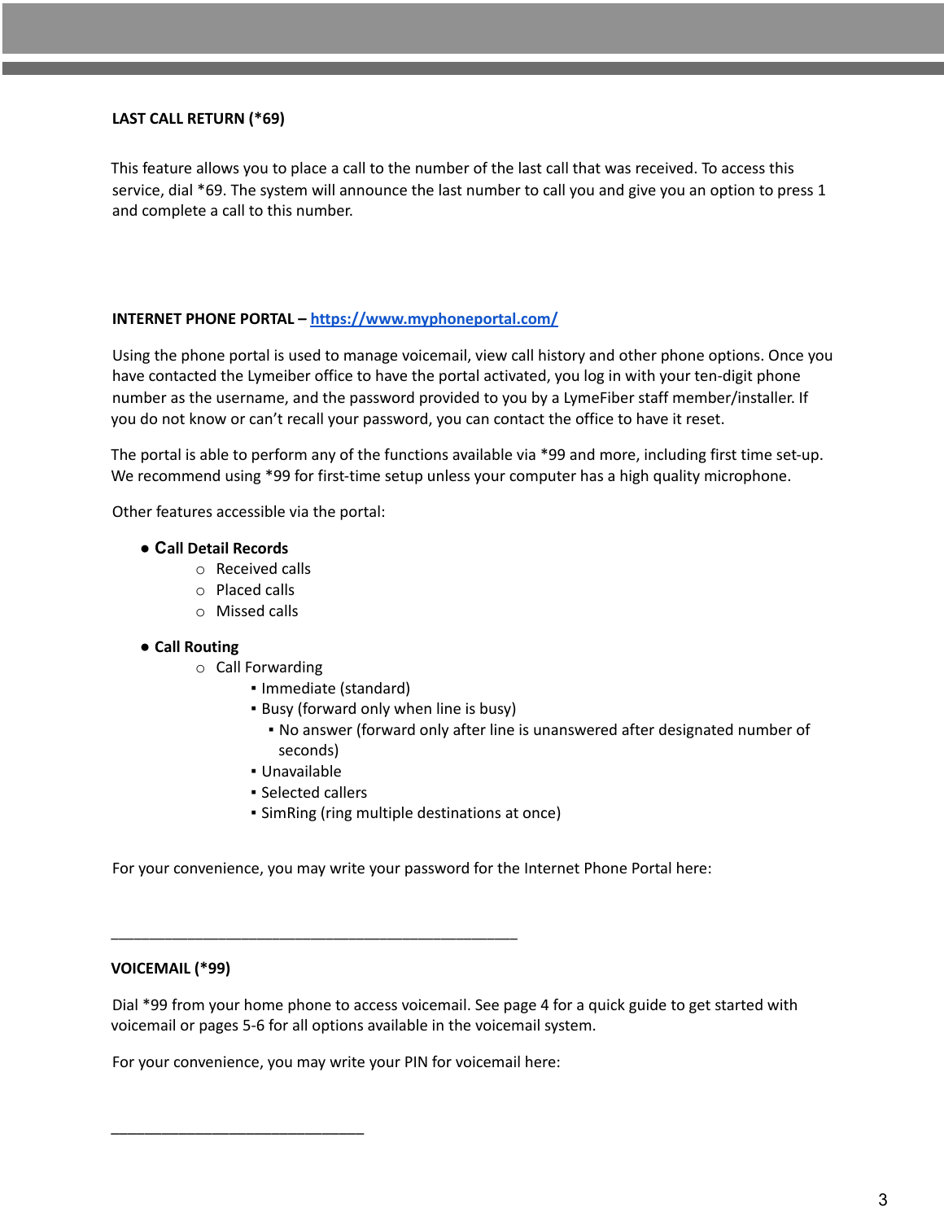**LAST CALL RETURN (*69)**

This feature allows you to place a call to the number of the last call that was received. To access this service, dial *69. The system will announce the last number to call you and give you an option to press 1 and complete a call to this number.

**INTERNET PHONE PORTAL – [https://www.myphoneportal.com/](https://www.myphoneportal.com/)**

Using the phone portal is used to manage voicemail, view call history and other phone options. Once you have contacted the Lymeiber office to have the portal activated, you log in with your ten-digit phone number as the username, and the password provided to you by a LymeFiber staff member/installer. If you do not know or can't recall your password, you can contact the office to have it reset.

The portal is able to perform any of the functions available via *99 and more, including first time set-up. We recommend using *99 for first-time setup unless your computer has a high quality microphone.

Other features accessible via the portal:

- **Call Detail Records**
  - Received calls
  - Placed calls
  - Missed calls
- **Call Routing**
  - Call Forwarding
    - Immediate (standard)
    - Busy (forward only when line is busy)
    - No answer (forward only after line is unanswered after designated number of seconds)
    - Unavailable
    - Selected callers
    - SimRing (ring multiple destinations at once)

For your convenience, you may write your password for the Internet Phone Portal here:

_______________________________________________

**VOICEMAIL (*99)**

Dial *99 from your home phone to access voicemail. See page 4 for a quick guide to get started with voicemail or pages 5-6 for all options available in the voicemail system.

For your convenience, you may write your PIN for voicemail here:

_____________________________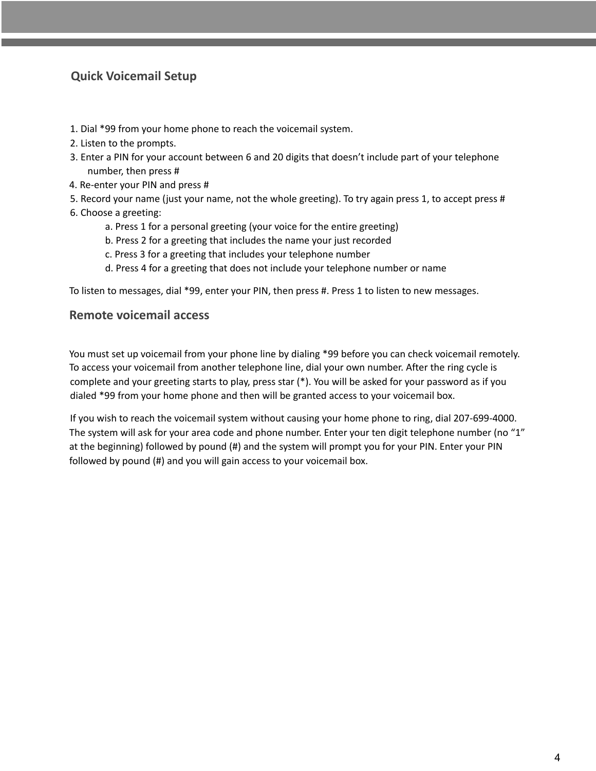## Quick Voicemail Setup

1. Dial *99 from your home phone to reach the voicemail system.
2. Listen to the prompts.
3. Enter a PIN for your account between 6 and 20 digits that doesn't include part of your telephone number, then press #
4. Re-enter your PIN and press #
5. Record your name (just your name, not the whole greeting). To try again press 1, to accept press #
6. Choose a greeting:
   a. Press 1 for a personal greeting (your voice for the entire greeting)
   b. Press 2 for a greeting that includes the name your just recorded
   c. Press 3 for a greeting that includes your telephone number
   d. Press 4 for a greeting that does not include your telephone number or name

To listen to messages, dial *99, enter your PIN, then press #. Press 1 to listen to new messages.

## Remote voicemail access

You must set up voicemail from your phone line by dialing *99 before you can check voicemail remotely. To access your voicemail from another telephone line, dial your own number. After the ring cycle is complete and your greeting starts to play, press star (*). You will be asked for your password as if you dialed *99 from your home phone and then will be granted access to your voicemail box.

If you wish to reach the voicemail system without causing your home phone to ring, dial 207-699-4000. The system will ask for your area code and phone number. Enter your ten digit telephone number (no "1" at the beginning) followed by pound (#) and the system will prompt you for your PIN. Enter your PIN followed by pound (#) and you will gain access to your voicemail box.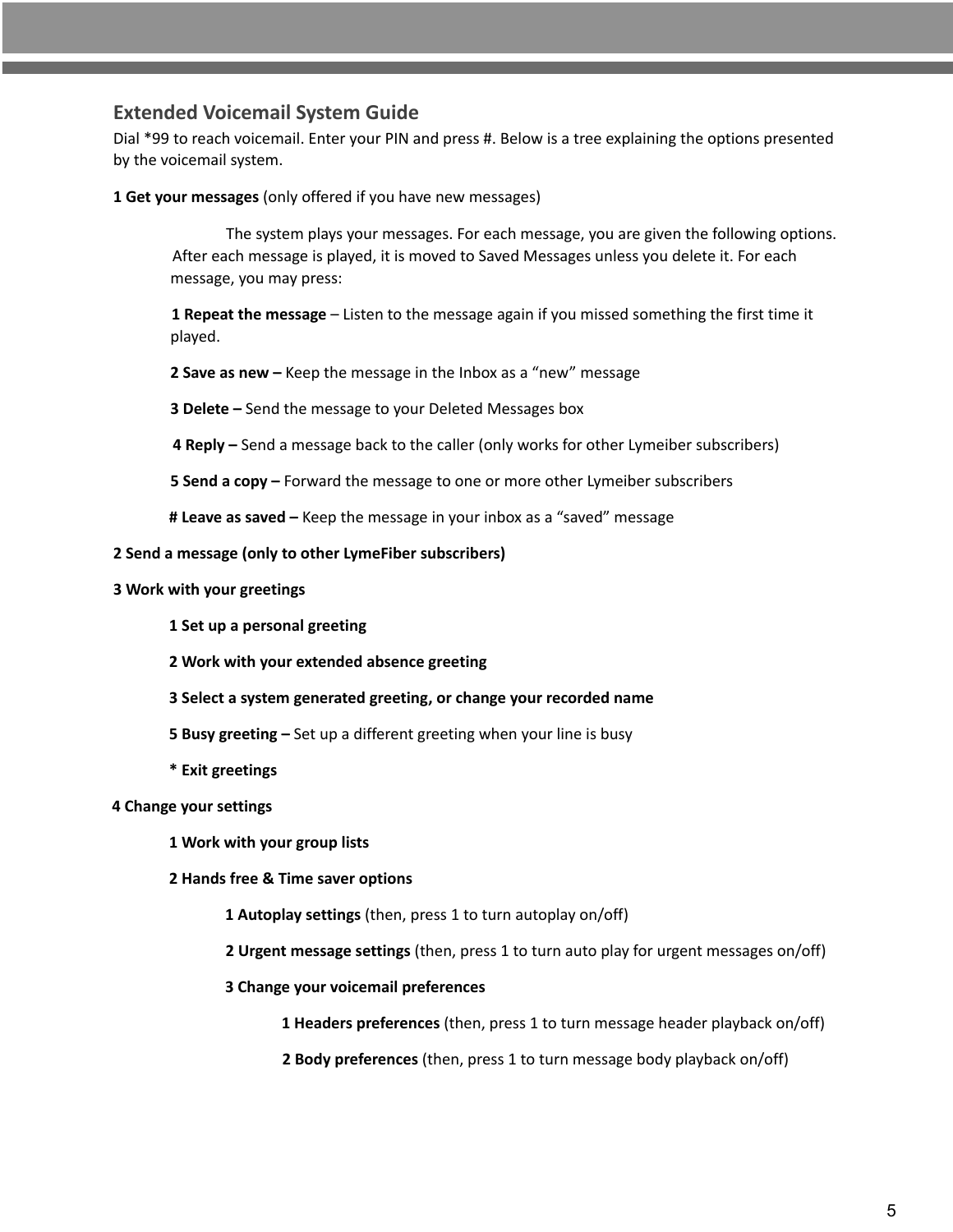## Extended Voicemail System Guide

Dial *99 to reach voicemail. Enter your PIN and press #. Below is a tree explaining the options presented by the voicemail system.

**1 Get your messages** (only offered if you have new messages)

> The system plays your messages. For each message, you are given the following options. After each message is played, it is moved to Saved Messages unless you delete it. For each message, you may press:
>
> **1 Repeat the message** – Listen to the message again if you missed something the first time it played.
>
> **2 Save as new –** Keep the message in the Inbox as a "new" message
>
> **3 Delete –** Send the message to your Deleted Messages box
>
> **4 Reply –** Send a message back to the caller (only works for other Lymeiber subscribers)
>
> **5 Send a copy –** Forward the message to one or more other Lymeiber subscribers
>
> **# Leave as saved –** Keep the message in your inbox as a "saved" message

**2 Send a message (only to other LymeFiber subscribers)**

**3 Work with your greetings**

- **1 Set up a personal greeting**
- **2 Work with your extended absence greeting**
- **3 Select a system generated greeting, or change your recorded name**
- **5 Busy greeting –** Set up a different greeting when your line is busy
- **\* Exit greetings**

**4 Change your settings**

- **1 Work with your group lists**
- **2 Hands free & Time saver options**
  - **1 Autoplay settings** (then, press 1 to turn autoplay on/off)
  - **2 Urgent message settings** (then, press 1 to turn auto play for urgent messages on/off)
  - **3 Change your voicemail preferences**
    - **1 Headers preferences** (then, press 1 to turn message header playback on/off)
    - **2 Body preferences** (then, press 1 to turn message body playback on/off)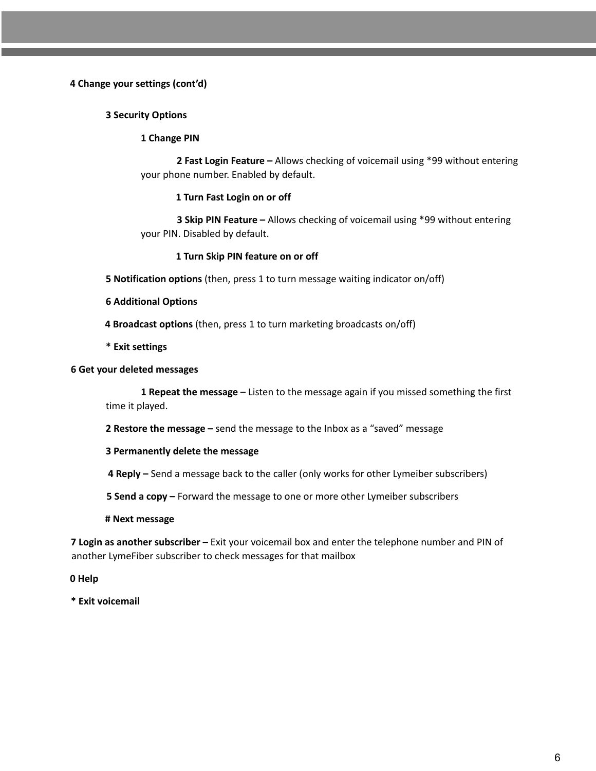**4 Change your settings (cont'd)**

- **3 Security Options**
  - **1 Change PIN**
  - **2 Fast Login Feature –** Allows checking of voicemail using *99 without entering your phone number. Enabled by default.
    - **1 Turn Fast Login on or off**
  - **3 Skip PIN Feature –** Allows checking of voicemail using *99 without entering your PIN. Disabled by default.
    - **1 Turn Skip PIN feature on or off**
- **5 Notification options** (then, press 1 to turn message waiting indicator on/off)
- **6 Additional Options**
- **4 Broadcast options** (then, press 1 to turn marketing broadcasts on/off)
- **\* Exit settings**

**6 Get your deleted messages**

- **1 Repeat the message** – Listen to the message again if you missed something the first time it played.
- **2 Restore the message –** send the message to the Inbox as a "saved" message
- **3 Permanently delete the message**
- **4 Reply –** Send a message back to the caller (only works for other Lymeiber subscribers)
- **5 Send a copy –** Forward the message to one or more other Lymeiber subscribers
- **# Next message**

**7 Login as another subscriber –** Exit your voicemail box and enter the telephone number and PIN of another LymeFiber subscriber to check messages for that mailbox

**0 Help**

**\* Exit voicemail**